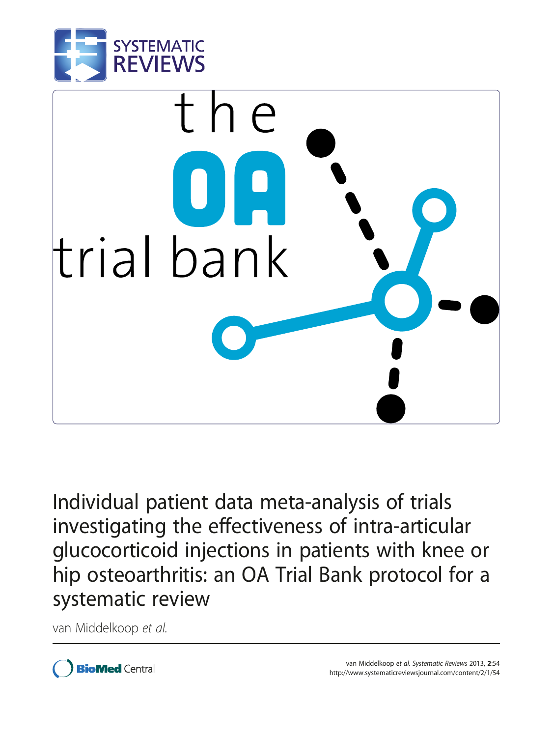# Individual patient data meta-analysis of trials investigating the effectiveness of intra-articular glucocorticoid injections in patients with knee or hip osteoarthritis: an OA Trial Bank protocol for a systematic review

van Middelkoop *et al.*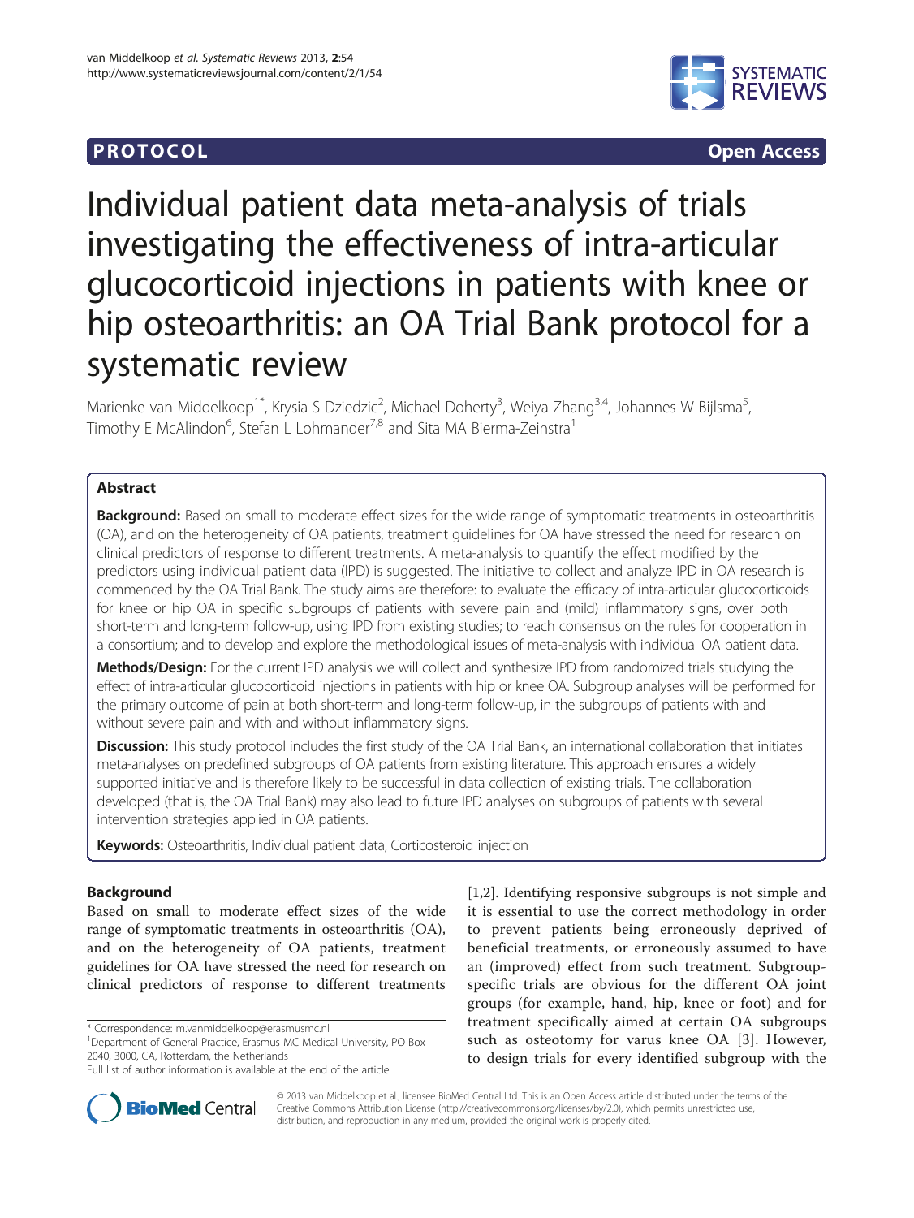PROTOCOL **Open Access**

# Individual patient data meta-analysis of trials investigating the effectiveness of intra-articular glucocorticoid injections in patients with knee or hip osteoarthritis: an OA Trial Bank protocol for a systematic review

Marienke van Middelkoop[1*], Krysia S Dziedzic[2], Michael Doherty[3], Weiya Zhang[3,4], Johannes W Bijlsma[5], Timothy E McAlindon[6], Stefan L Lohmander[7,8] and Sita MA Bierma-Zeinstra[1]

## Abstract

**Background:** Based on small to moderate effect sizes for the wide range of symptomatic treatments in osteoarthritis (OA), and on the heterogeneity of OA patients, treatment guidelines for OA have stressed the need for research on clinical predictors of response to different treatments. A meta-analysis to quantify the effect modified by the predictors using individual patient data (IPD) is suggested. The initiative to collect and analyze IPD in OA research is commenced by the OA Trial Bank. The study aims are therefore: to evaluate the efficacy of intra-articular glucocorticoids for knee or hip OA in specific subgroups of patients with severe pain and (mild) inflammatory signs, over both short-term and long-term follow-up, using IPD from existing studies; to reach consensus on the rules for cooperation in a consortium; and to develop and explore the methodological issues of meta-analysis with individual OA patient data.

**Methods/Design:** For the current IPD analysis we will collect and synthesize IPD from randomized trials studying the effect of intra-articular glucocorticoid injections in patients with hip or knee OA. Subgroup analyses will be performed for the primary outcome of pain at both short-term and long-term follow-up, in the subgroups of patients with and without severe pain and with and without inflammatory signs.

**Discussion:** This study protocol includes the first study of the OA Trial Bank, an international collaboration that initiates meta-analyses on predefined subgroups of OA patients from existing literature. This approach ensures a widely supported initiative and is therefore likely to be successful in data collection of existing trials. The collaboration developed (that is, the OA Trial Bank) may also lead to future IPD analyses on subgroups of patients with several intervention strategies applied in OA patients.

**Keywords:** Osteoarthritis, Individual patient data, Corticosteroid injection

## Background

Based on small to moderate effect sizes of the wide range of symptomatic treatments in osteoarthritis (OA), and on the heterogeneity of OA patients, treatment guidelines for OA have stressed the need for research on clinical predictors of response to different treatments [1,2]. Identifying responsive subgroups is not simple and it is essential to use the correct methodology in order to prevent patients being erroneously deprived of beneficial treatments, or erroneously assumed to have an (improved) effect from such treatment. Subgroup-specific trials are obvious for the different OA joint groups (for example, hand, hip, knee or foot) and for treatment specifically aimed at certain OA subgroups such as osteotomy for varus knee OA [3]. However, to design trials for every identified subgroup with the

\* Correspondence: m.vanmiddelkoop@erasmusmc.nl

[1]Department of General Practice, Erasmus MC Medical University, PO Box 2040, 3000, CA, Rotterdam, the Netherlands

Full list of author information is available at the end of the article

© 2013 van Middelkoop et al.; licensee BioMed Central Ltd. This is an Open Access article distributed under the terms of the Creative Commons Attribution License (http://creativecommons.org/licenses/by/2.0), which permits unrestricted use, distribution, and reproduction in any medium, provided the original work is properly cited.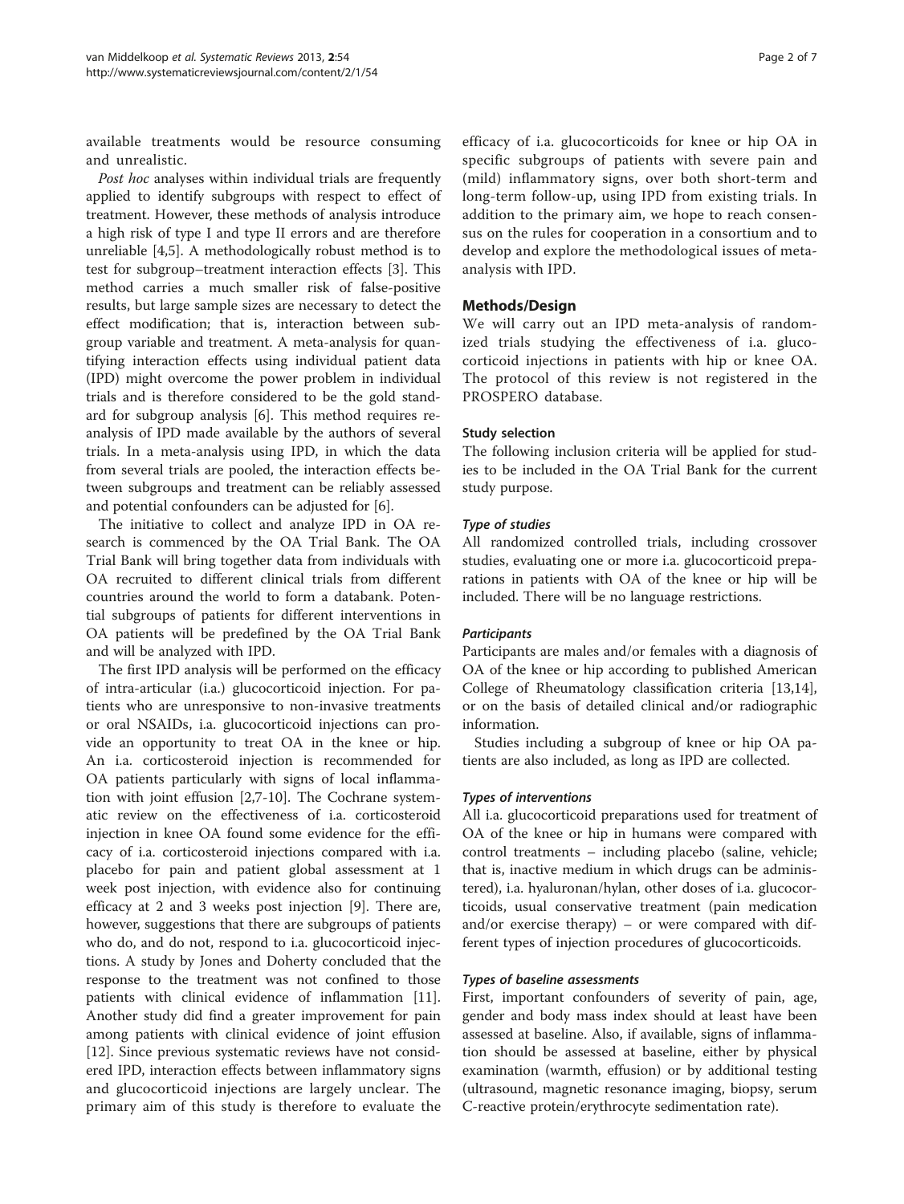available treatments would be resource consuming and unrealistic.

*Post hoc* analyses within individual trials are frequently applied to identify subgroups with respect to effect of treatment. However, these methods of analysis introduce a high risk of type I and type II errors and are therefore unreliable [4,5]. A methodologically robust method is to test for subgroup–treatment interaction effects [3]. This method carries a much smaller risk of false-positive results, but large sample sizes are necessary to detect the effect modification; that is, interaction between subgroup variable and treatment. A meta-analysis for quantifying interaction effects using individual patient data (IPD) might overcome the power problem in individual trials and is therefore considered to be the gold standard for subgroup analysis [6]. This method requires reanalysis of IPD made available by the authors of several trials. In a meta-analysis using IPD, in which the data from several trials are pooled, the interaction effects between subgroups and treatment can be reliably assessed and potential confounders can be adjusted for [6].

The initiative to collect and analyze IPD in OA research is commenced by the OA Trial Bank. The OA Trial Bank will bring together data from individuals with OA recruited to different clinical trials from different countries around the world to form a databank. Potential subgroups of patients for different interventions in OA patients will be predefined by the OA Trial Bank and will be analyzed with IPD.

The first IPD analysis will be performed on the efficacy of intra-articular (i.a.) glucocorticoid injection. For patients who are unresponsive to non-invasive treatments or oral NSAIDs, i.a. glucocorticoid injections can provide an opportunity to treat OA in the knee or hip. An i.a. corticosteroid injection is recommended for OA patients particularly with signs of local inflammation with joint effusion [2,7-10]. The Cochrane systematic review on the effectiveness of i.a. corticosteroid injection in knee OA found some evidence for the efficacy of i.a. corticosteroid injections compared with i.a. placebo for pain and patient global assessment at 1 week post injection, with evidence also for continuing efficacy at 2 and 3 weeks post injection [9]. There are, however, suggestions that there are subgroups of patients who do, and do not, respond to i.a. glucocorticoid injections. A study by Jones and Doherty concluded that the response to the treatment was not confined to those patients with clinical evidence of inflammation [11]. Another study did find a greater improvement for pain among patients with clinical evidence of joint effusion [12]. Since previous systematic reviews have not considered IPD, interaction effects between inflammatory signs and glucocorticoid injections are largely unclear. The primary aim of this study is therefore to evaluate the efficacy of i.a. glucocorticoids for knee or hip OA in specific subgroups of patients with severe pain and (mild) inflammatory signs, over both short-term and long-term follow-up, using IPD from existing trials. In addition to the primary aim, we hope to reach consensus on the rules for cooperation in a consortium and to develop and explore the methodological issues of meta-analysis with IPD.

## Methods/Design

We will carry out an IPD meta-analysis of randomized trials studying the effectiveness of i.a. glucocorticoid injections in patients with hip or knee OA. The protocol of this review is not registered in the PROSPERO database.

### Study selection

The following inclusion criteria will be applied for studies to be included in the OA Trial Bank for the current study purpose.

#### *Type of studies*

All randomized controlled trials, including crossover studies, evaluating one or more i.a. glucocorticoid preparations in patients with OA of the knee or hip will be included. There will be no language restrictions.

#### *Participants*

Participants are males and/or females with a diagnosis of OA of the knee or hip according to published American College of Rheumatology classification criteria [13,14], or on the basis of detailed clinical and/or radiographic information.

Studies including a subgroup of knee or hip OA patients are also included, as long as IPD are collected.

#### *Types of interventions*

All i.a. glucocorticoid preparations used for treatment of OA of the knee or hip in humans were compared with control treatments – including placebo (saline, vehicle; that is, inactive medium in which drugs can be administered), i.a. hyaluronan/hylan, other doses of i.a. glucocorticoids, usual conservative treatment (pain medication and/or exercise therapy) – or were compared with different types of injection procedures of glucocorticoids.

#### *Types of baseline assessments*

First, important confounders of severity of pain, age, gender and body mass index should at least have been assessed at baseline. Also, if available, signs of inflammation should be assessed at baseline, either by physical examination (warmth, effusion) or by additional testing (ultrasound, magnetic resonance imaging, biopsy, serum C-reactive protein/erythrocyte sedimentation rate).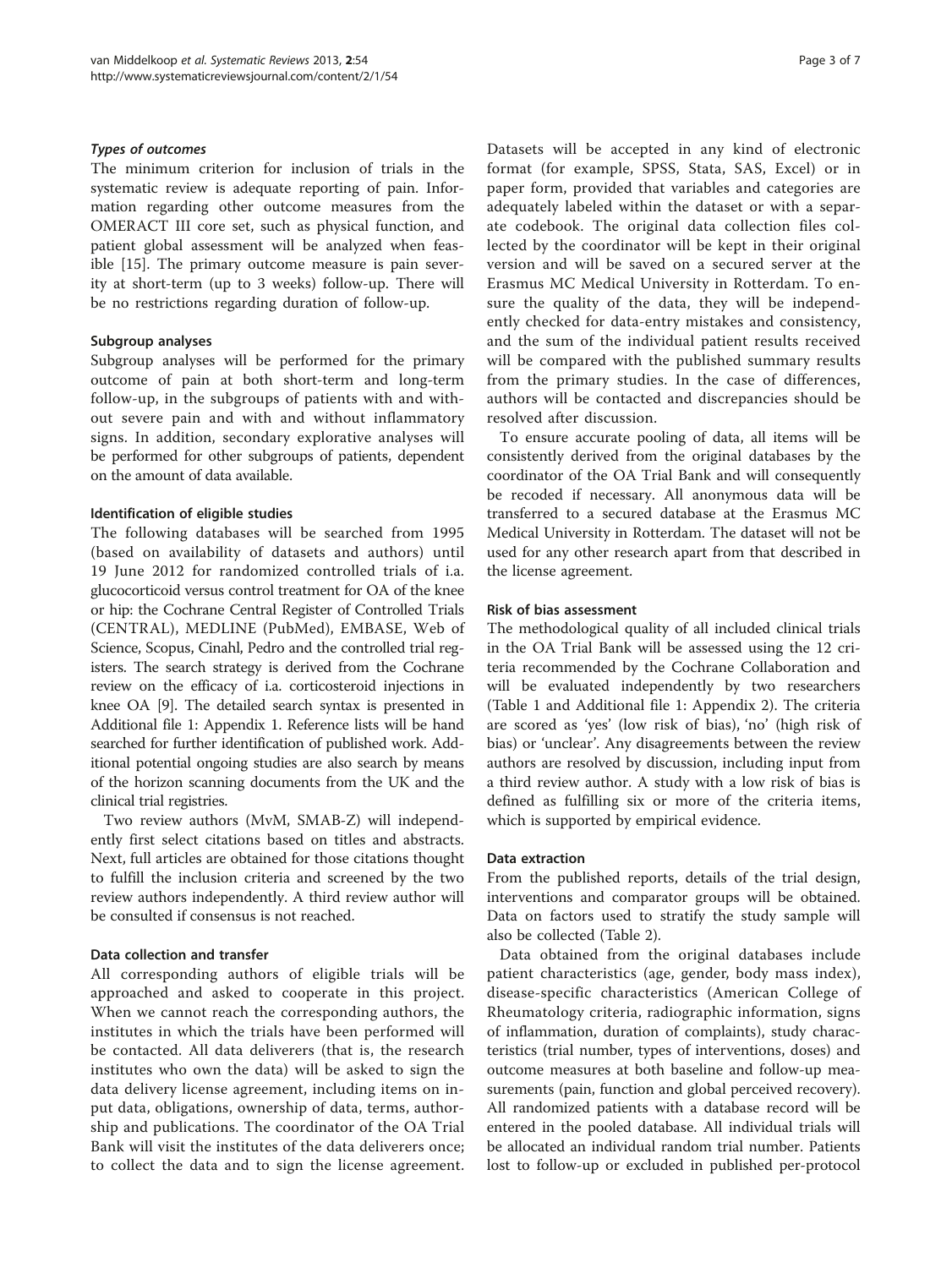### *Types of outcomes*

The minimum criterion for inclusion of trials in the systematic review is adequate reporting of pain. Information regarding other outcome measures from the OMERACT III core set, such as physical function, and patient global assessment will be analyzed when feasible [15]. The primary outcome measure is pain severity at short-term (up to 3 weeks) follow-up. There will be no restrictions regarding duration of follow-up.

### Subgroup analyses

Subgroup analyses will be performed for the primary outcome of pain at both short-term and long-term follow-up, in the subgroups of patients with and without severe pain and with and without inflammatory signs. In addition, secondary explorative analyses will be performed for other subgroups of patients, dependent on the amount of data available.

### Identification of eligible studies

The following databases will be searched from 1995 (based on availability of datasets and authors) until 19 June 2012 for randomized controlled trials of i.a. glucocorticoid versus control treatment for OA of the knee or hip: the Cochrane Central Register of Controlled Trials (CENTRAL), MEDLINE (PubMed), EMBASE, Web of Science, Scopus, Cinahl, Pedro and the controlled trial registers. The search strategy is derived from the Cochrane review on the efficacy of i.a. corticosteroid injections in knee OA [9]. The detailed search syntax is presented in Additional file 1: Appendix 1. Reference lists will be hand searched for further identification of published work. Additional potential ongoing studies are also search by means of the horizon scanning documents from the UK and the clinical trial registries.

Two review authors (MvM, SMAB-Z) will independently first select citations based on titles and abstracts. Next, full articles are obtained for those citations thought to fulfill the inclusion criteria and screened by the two review authors independently. A third review author will be consulted if consensus is not reached.

### Data collection and transfer

All corresponding authors of eligible trials will be approached and asked to cooperate in this project. When we cannot reach the corresponding authors, the institutes in which the trials have been performed will be contacted. All data deliverers (that is, the research institutes who own the data) will be asked to sign the data delivery license agreement, including items on input data, obligations, ownership of data, terms, authorship and publications. The coordinator of the OA Trial Bank will visit the institutes of the data deliverers once; to collect the data and to sign the license agreement. Datasets will be accepted in any kind of electronic format (for example, SPSS, Stata, SAS, Excel) or in paper form, provided that variables and categories are adequately labeled within the dataset or with a separate codebook. The original data collection files collected by the coordinator will be kept in their original version and will be saved on a secured server at the Erasmus MC Medical University in Rotterdam. To ensure the quality of the data, they will be independently checked for data-entry mistakes and consistency, and the sum of the individual patient results received will be compared with the published summary results from the primary studies. In the case of differences, authors will be contacted and discrepancies should be resolved after discussion.

To ensure accurate pooling of data, all items will be consistently derived from the original databases by the coordinator of the OA Trial Bank and will consequently be recoded if necessary. All anonymous data will be transferred to a secured database at the Erasmus MC Medical University in Rotterdam. The dataset will not be used for any other research apart from that described in the license agreement.

### Risk of bias assessment

The methodological quality of all included clinical trials in the OA Trial Bank will be assessed using the 12 criteria recommended by the Cochrane Collaboration and will be evaluated independently by two researchers (Table 1 and Additional file 1: Appendix 2). The criteria are scored as 'yes' (low risk of bias), 'no' (high risk of bias) or 'unclear'. Any disagreements between the review authors are resolved by discussion, including input from a third review author. A study with a low risk of bias is defined as fulfilling six or more of the criteria items, which is supported by empirical evidence.

### Data extraction

From the published reports, details of the trial design, interventions and comparator groups will be obtained. Data on factors used to stratify the study sample will also be collected (Table 2).

Data obtained from the original databases include patient characteristics (age, gender, body mass index), disease-specific characteristics (American College of Rheumatology criteria, radiographic information, signs of inflammation, duration of complaints), study characteristics (trial number, types of interventions, doses) and outcome measures at both baseline and follow-up measurements (pain, function and global perceived recovery). All randomized patients with a database record will be entered in the pooled database. All individual trials will be allocated an individual random trial number. Patients lost to follow-up or excluded in published per-protocol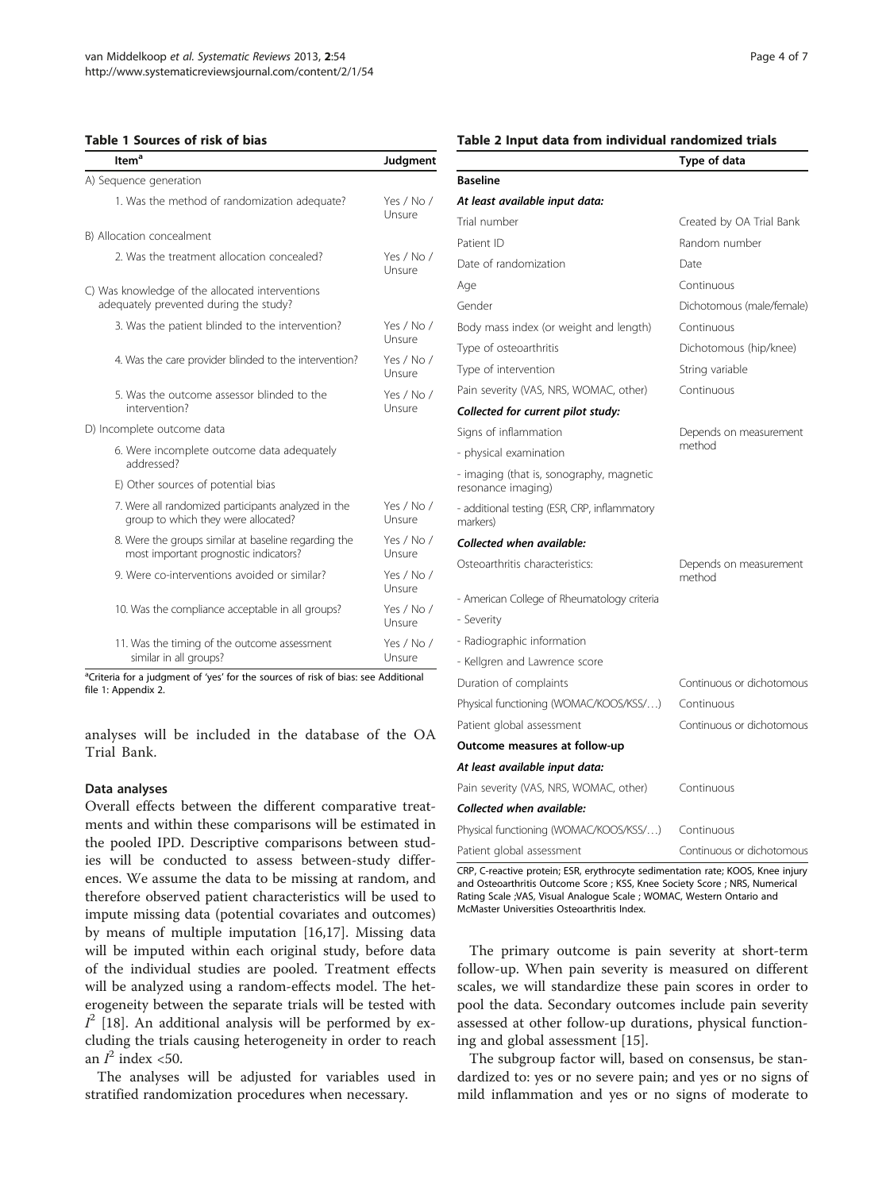**Table 1 Sources of risk of bias**

| Item[a] | Judgment |
| --- | --- |
| A) Sequence generation | |
| 1. Was the method of randomization adequate? | Yes / No / Unsure |
| B) Allocation concealment | |
| 2. Was the treatment allocation concealed? | Yes / No / Unsure |
| C) Was knowledge of the allocated interventions adequately prevented during the study? | |
| 3. Was the patient blinded to the intervention? | Yes / No / Unsure |
| 4. Was the care provider blinded to the intervention? | Yes / No / Unsure |
| 5. Was the outcome assessor blinded to the intervention? | Yes / No / Unsure |
| D) Incomplete outcome data | |
| 6. Were incomplete outcome data adequately addressed? | |
| E) Other sources of potential bias | |
| 7. Were all randomized participants analyzed in the group to which they were allocated? | Yes / No / Unsure |
| 8. Were the groups similar at baseline regarding the most important prognostic indicators? | Yes / No / Unsure |
| 9. Were co-interventions avoided or similar? | Yes / No / Unsure |
| 10. Was the compliance acceptable in all groups? | Yes / No / Unsure |
| 11. Was the timing of the outcome assessment similar in all groups? | Yes / No / Unsure |

[a]Criteria for a judgment of 'yes' for the sources of risk of bias: see Additional file 1: Appendix 2.

analyses will be included in the database of the OA Trial Bank.

### Data analyses

Overall effects between the different comparative treatments and within these comparisons will be estimated in the pooled IPD. Descriptive comparisons between studies will be conducted to assess between-study differences. We assume the data to be missing at random, and therefore observed patient characteristics will be used to impute missing data (potential covariates and outcomes) by means of multiple imputation [16,17]. Missing data will be imputed within each original study, before data of the individual studies are pooled. Treatment effects will be analyzed using a random-effects model. The heterogeneity between the separate trials will be tested with $I^2$ [18]. An additional analysis will be performed by excluding the trials causing heterogeneity in order to reach an $I^2$ index <50.

The analyses will be adjusted for variables used in stratified randomization procedures when necessary.

**Table 2 Input data from individual randomized trials**

| | Type of data |
| --- | --- |
| **Baseline** | |
| ***At least available input data:*** | |
| Trial number | Created by OA Trial Bank |
| Patient ID | Random number |
| Date of randomization | Date |
| Age | Continuous |
| Gender | Dichotomous (male/female) |
| Body mass index (or weight and length) | Continuous |
| Type of osteoarthritis | Dichotomous (hip/knee) |
| Type of intervention | String variable |
| Pain severity (VAS, NRS, WOMAC, other) | Continuous |
| ***Collected for current pilot study:*** | |
| Signs of inflammation | Depends on measurement method |
| - physical examination | |
| - imaging (that is, sonography, magnetic resonance imaging) | |
| - additional testing (ESR, CRP, inflammatory markers) | |
| ***Collected when available:*** | |
| Osteoarthritis characteristics: | Depends on measurement method |
| - American College of Rheumatology criteria | |
| - Severity | |
| - Radiographic information | |
| - Kellgren and Lawrence score | |
| Duration of complaints | Continuous or dichotomous |
| Physical functioning (WOMAC/KOOS/KSS/…) | Continuous |
| Patient global assessment | Continuous or dichotomous |
| **Outcome measures at follow-up** | |
| ***At least available input data:*** | |
| Pain severity (VAS, NRS, WOMAC, other) | Continuous |
| ***Collected when available:*** | |
| Physical functioning (WOMAC/KOOS/KSS/…) | Continuous |
| Patient global assessment | Continuous or dichotomous |

CRP, C-reactive protein; ESR, erythrocyte sedimentation rate; KOOS, Knee injury and Osteoarthritis Outcome Score ; KSS, Knee Society Score ; NRS, Numerical Rating Scale ;VAS, Visual Analogue Scale ; WOMAC, Western Ontario and McMaster Universities Osteoarthritis Index.

The primary outcome is pain severity at short-term follow-up. When pain severity is measured on different scales, we will standardize these pain scores in order to pool the data. Secondary outcomes include pain severity assessed at other follow-up durations, physical functioning and global assessment [15].

The subgroup factor will, based on consensus, be standardized to: yes or no severe pain; and yes or no signs of mild inflammation and yes or no signs of moderate to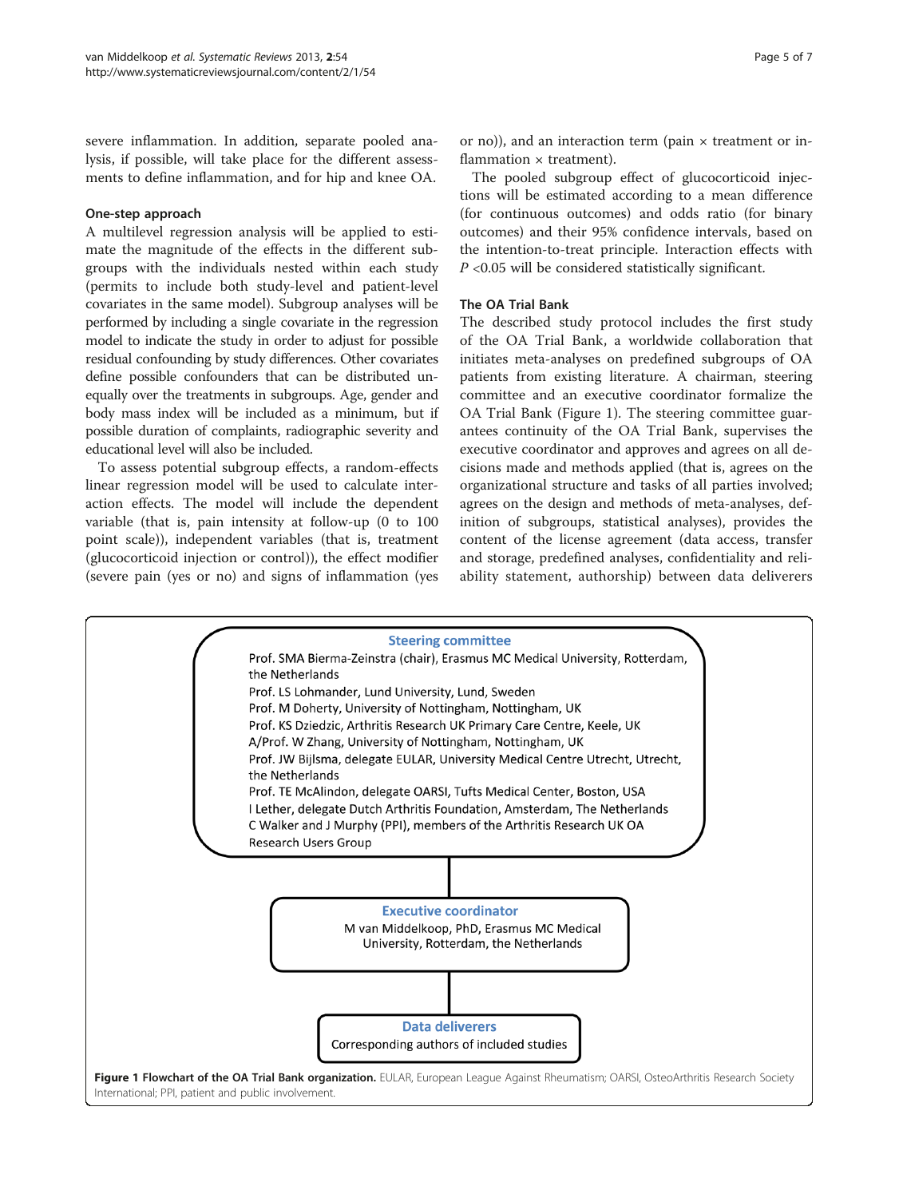severe inflammation. In addition, separate pooled analysis, if possible, will take place for the different assessments to define inflammation, and for hip and knee OA.

#### One-step approach

A multilevel regression analysis will be applied to estimate the magnitude of the effects in the different subgroups with the individuals nested within each study (permits to include both study-level and patient-level covariates in the same model). Subgroup analyses will be performed by including a single covariate in the regression model to indicate the study in order to adjust for possible residual confounding by study differences. Other covariates define possible confounders that can be distributed unequally over the treatments in subgroups. Age, gender and body mass index will be included as a minimum, but if possible duration of complaints, radiographic severity and educational level will also be included.

To assess potential subgroup effects, a random-effects linear regression model will be used to calculate interaction effects. The model will include the dependent variable (that is, pain intensity at follow-up (0 to 100 point scale)), independent variables (that is, treatment (glucocorticoid injection or control)), the effect modifier (severe pain (yes or no) and signs of inflammation (yes or no)), and an interaction term (pain × treatment or inflammation × treatment).

The pooled subgroup effect of glucocorticoid injections will be estimated according to a mean difference (for continuous outcomes) and odds ratio (for binary outcomes) and their 95% confidence intervals, based on the intention-to-treat principle. Interaction effects with $P < 0.05$ will be considered statistically significant.

#### The OA Trial Bank

The described study protocol includes the first study of the OA Trial Bank, a worldwide collaboration that initiates meta-analyses on predefined subgroups of OA patients from existing literature. A chairman, steering committee and an executive coordinator formalize the OA Trial Bank (Figure 1). The steering committee guarantees continuity of the OA Trial Bank, supervises the executive coordinator and approves and agrees on all decisions made and methods applied (that is, agrees on the organizational structure and tasks of all parties involved; agrees on the design and methods of meta-analyses, definition of subgroups, statistical analyses), provides the content of the license agreement (data access, transfer and storage, predefined analyses, confidentiality and reliability statement, authorship) between data deliverers

Steering committee
Prof. SMA Bierma-Zeinstra (chair), Erasmus MC Medical University, Rotterdam, the Netherlands
Prof. LS Lohmander, Lund University, Lund, Sweden
Prof. M Doherty, University of Nottingham, Nottingham, UK
Prof. KS Dziedzic, Arthritis Research UK Primary Care Centre, Keele, UK
A/Prof. W Zhang, University of Nottingham, Nottingham, UK
Prof. JW Bijlsma, delegate EULAR, University Medical Centre Utrecht, Utrecht, the Netherlands
Prof. TE McAlindon, delegate OARSI, Tufts Medical Center, Boston, USA
I Lether, delegate Dutch Arthritis Foundation, Amsterdam, The Netherlands
C Walker and J Murphy (PPI), members of the Arthritis Research UK OA Research Users Group

Executive coordinator
M van Middelkoop, PhD, Erasmus MC Medical University, Rotterdam, the Netherlands

Data deliverers
Corresponding authors of included studies

**Figure 1 Flowchart of the OA Trial Bank organization.** EULAR, European League Against Rheumatism; OARSI, OsteoArthritis Research Society International; PPI, patient and public involvement.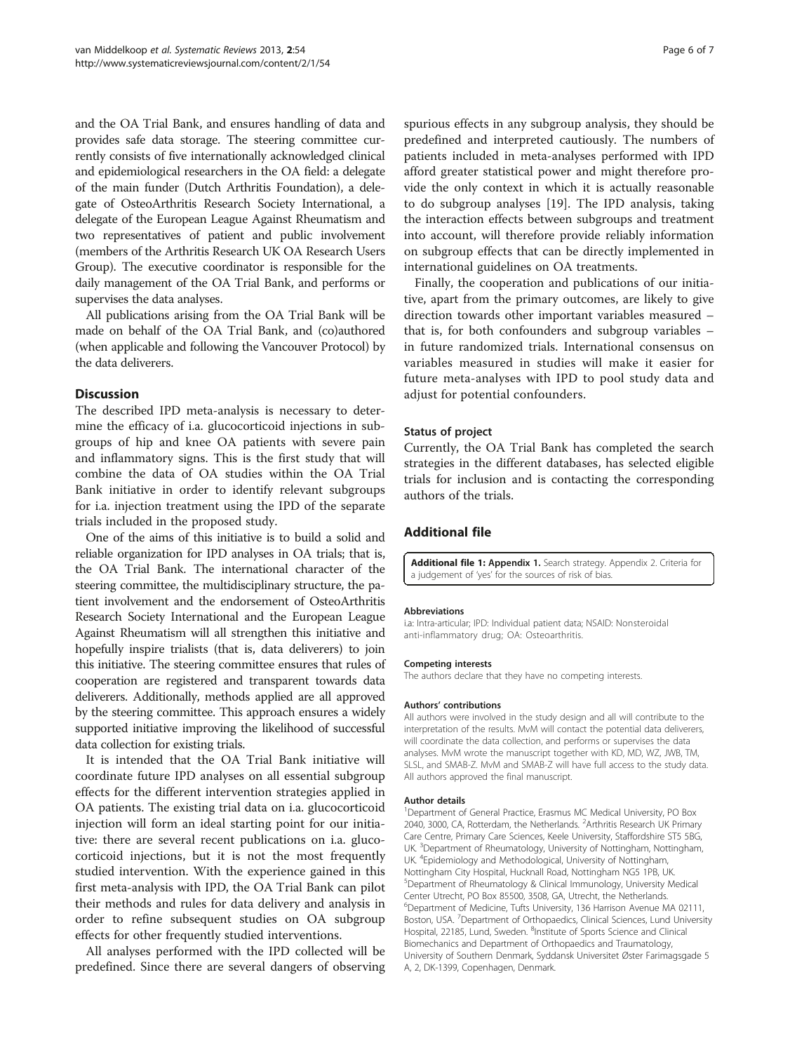and the OA Trial Bank, and ensures handling of data and provides safe data storage. The steering committee currently consists of five internationally acknowledged clinical and epidemiological researchers in the OA field: a delegate of the main funder (Dutch Arthritis Foundation), a delegate of OsteoArthritis Research Society International, a delegate of the European League Against Rheumatism and two representatives of patient and public involvement (members of the Arthritis Research UK OA Research Users Group). The executive coordinator is responsible for the daily management of the OA Trial Bank, and performs or supervises the data analyses.

All publications arising from the OA Trial Bank will be made on behalf of the OA Trial Bank, and (co)authored (when applicable and following the Vancouver Protocol) by the data deliverers.

## Discussion

The described IPD meta-analysis is necessary to determine the efficacy of i.a. glucocorticoid injections in subgroups of hip and knee OA patients with severe pain and inflammatory signs. This is the first study that will combine the data of OA studies within the OA Trial Bank initiative in order to identify relevant subgroups for i.a. injection treatment using the IPD of the separate trials included in the proposed study.

One of the aims of this initiative is to build a solid and reliable organization for IPD analyses in OA trials; that is, the OA Trial Bank. The international character of the steering committee, the multidisciplinary structure, the patient involvement and the endorsement of OsteoArthritis Research Society International and the European League Against Rheumatism will all strengthen this initiative and hopefully inspire trialists (that is, data deliverers) to join this initiative. The steering committee ensures that rules of cooperation are registered and transparent towards data deliverers. Additionally, methods applied are all approved by the steering committee. This approach ensures a widely supported initiative improving the likelihood of successful data collection for existing trials.

It is intended that the OA Trial Bank initiative will coordinate future IPD analyses on all essential subgroup effects for the different intervention strategies applied in OA patients. The existing trial data on i.a. glucocorticoid injection will form an ideal starting point for our initiative: there are several recent publications on i.a. glucocorticoid injections, but it is not the most frequently studied intervention. With the experience gained in this first meta-analysis with IPD, the OA Trial Bank can pilot their methods and rules for data delivery and analysis in order to refine subsequent studies on OA subgroup effects for other frequently studied interventions.

All analyses performed with the IPD collected will be predefined. Since there are several dangers of observing spurious effects in any subgroup analysis, they should be predefined and interpreted cautiously. The numbers of patients included in meta-analyses performed with IPD afford greater statistical power and might therefore provide the only context in which it is actually reasonable to do subgroup analyses [19]. The IPD analysis, taking the interaction effects between subgroups and treatment into account, will therefore provide reliably information on subgroup effects that can be directly implemented in international guidelines on OA treatments.

Finally, the cooperation and publications of our initiative, apart from the primary outcomes, are likely to give direction towards other important variables measured – that is, for both confounders and subgroup variables – in future randomized trials. International consensus on variables measured in studies will make it easier for future meta-analyses with IPD to pool study data and adjust for potential confounders.

### Status of project

Currently, the OA Trial Bank has completed the search strategies in the different databases, has selected eligible trials for inclusion and is contacting the corresponding authors of the trials.

## Additional file

**Additional file 1: Appendix 1.** Search strategy. Appendix 2. Criteria for a judgement of 'yes' for the sources of risk of bias.

#### Abbreviations

i.a: Intra-articular; IPD: Individual patient data; NSAID: Nonsteroidal anti-inflammatory drug; OA: Osteoarthritis.

#### Competing interests

The authors declare that they have no competing interests.

#### Authors' contributions

All authors were involved in the study design and all will contribute to the interpretation of the results. MvM will contact the potential data deliverers, will coordinate the data collection, and performs or supervises the data analyses. MvM wrote the manuscript together with KD, MD, WZ, JWB, TM, SLSL, and SMAB-Z. MvM and SMAB-Z will have full access to the study data. All authors approved the final manuscript.

#### Author details

[1]Department of General Practice, Erasmus MC Medical University, PO Box 2040, 3000, CA, Rotterdam, the Netherlands. [2]Arthritis Research UK Primary Care Centre, Primary Care Sciences, Keele University, Staffordshire ST5 5BG, UK. [3]Department of Rheumatology, University of Nottingham, Nottingham, UK. [4]Epidemiology and Methodological, University of Nottingham, Nottingham City Hospital, Hucknall Road, Nottingham NG5 1PB, UK. [5]Department of Rheumatology & Clinical Immunology, University Medical Center Utrecht, PO Box 85500, 3508, GA, Utrecht, the Netherlands. [6]Department of Medicine, Tufts University, 136 Harrison Avenue MA 02111, Boston, USA. [7]Department of Orthopaedics, Clinical Sciences, Lund University Hospital, 22185, Lund, Sweden. [8]Institute of Sports Science and Clinical Biomechanics and Department of Orthopaedics and Traumatology, University of Southern Denmark, Syddansk Universitet Øster Farimagsgade 5 A, 2, DK-1399, Copenhagen, Denmark.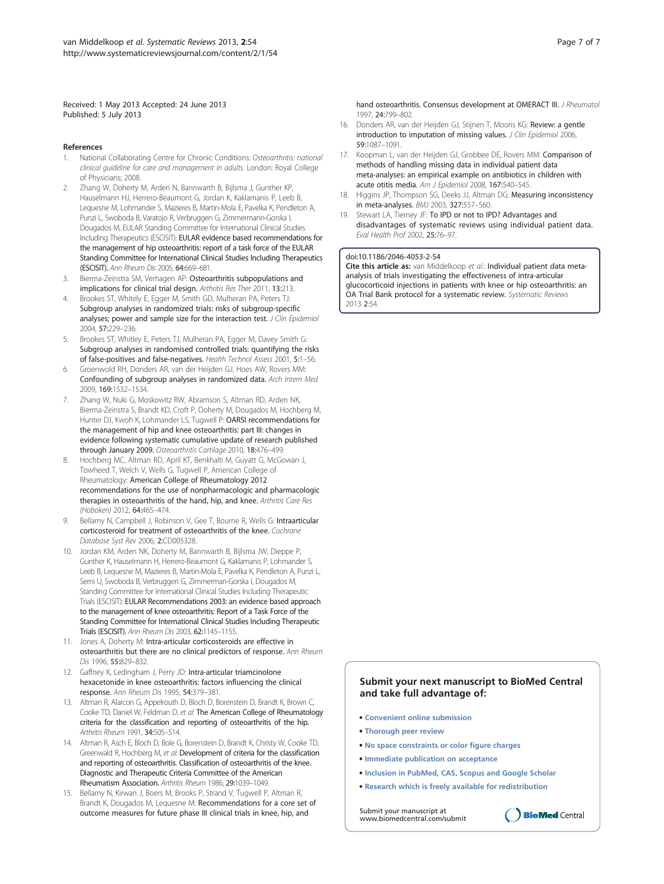Received: 1 May 2013 Accepted: 24 June 2013
Published: 5 July 2013

## References

1. National Collaborating Centre for Chronic Conditions: *Osteoarthritis: national clinical guideline for care and management in adults.* London: Royal College of Physicians; 2008.
2. Zhang W, Doherty M, Arden N, Bannwarth B, Bijlsma J, Gunther KP, Hauselmann HJ, Herrero-Beaumont G, Jordan K, Kaklamanis P, Leeb B, Lequesne M, Lohmander S, Mazieres B, Martin-Mola E, Pavelka K, Pendleton A, Punzi L, Swoboda B, Varatojo R, Verbruggen G, Zimmermann-Gorska I, Dougados M, EULAR Standing Committee for International Clinical Studies Including Therapeutics (ESCISIT): **EULAR evidence based recommendations for the management of hip osteoarthritis: report of a task force of the EULAR Standing Committee for International Clinical Studies Including Therapeutics (ESCISIT).** *Ann Rheum Dis* 2005, **64:**669–681.
3. Bierma-Zeinstra SM, Verhagen AP: **Osteoarthritis subpopulations and implications for clinical trial design.** *Arthritis Res Ther* 2011, **13:**213.
4. Brookes ST, Whitely E, Egger M, Smith GD, Mulheran PA, Peters TJ: **Subgroup analyses in randomized trials: risks of subgroup-specific analyses; power and sample size for the interaction test.** *J Clin Epidemiol* 2004, **57:**229–236.
5. Brookes ST, Whitley E, Peters TJ, Mulheran PA, Egger M, Davey Smith G: **Subgroup analyses in randomised controlled trials: quantifying the risks of false-positives and false-negatives.** *Health Technol Assess* 2001, **5:**1–56.
6. Groenwold RH, Donders AR, van der Heijden GJ, Hoes AW, Rovers MM: **Confounding of subgroup analyses in randomized data.** *Arch Intern Med* 2009, **169:**1532–1534.
7. Zhang W, Nuki G, Moskowitz RW, Abramson S, Altman RD, Arden NK, Bierma-Zeinstra S, Brandt KD, Croft P, Doherty M, Dougados M, Hochberg M, Hunter DJ, Kwoh K, Lohmander LS, Tugwell P: **OARSI recommendations for the management of hip and knee osteoarthritis: part III: changes in evidence following systematic cumulative update of research published through January 2009.** *Osteoarthritis Cartilage* 2010, **18:**476–499.
8. Hochberg MC, Altman RD, April KT, Benkhalti M, Guyatt G, McGowan J, Towheed T, Welch V, Wells G, Tugwell P, American College of Rheumatology: **American College of Rheumatology 2012 recommendations for the use of nonpharmacologic and pharmacologic therapies in osteoarthritis of the hand, hip, and knee.** *Arthritis Care Res (Hoboken)* 2012, **64:**465–474.
9. Bellamy N, Campbell J, Robinson V, Gee T, Bourne R, Wells G: **Intraarticular corticosteroid for treatment of osteoarthritis of the knee.** *Cochrane Database Syst Rev* 2006, **2:**CD005328.
10. Jordan KM, Arden NK, Doherty M, Bannwarth B, Bijlsma JW, Dieppe P, Gunther K, Hauselmann H, Herrero-Beaumont G, Kaklamanis P, Lohmander S, Leeb B, Lequesne M, Mazieres B, Martin-Mola E, Pavelka K, Pendleton A, Punzi L, Serni U, Swoboda B, Verbruggen G, Zimmerman-Gorska I, Dougados M, Standing Committee for International Clinical Studies Including Therapeutic Trials (ESCISIT): **EULAR Recommendations 2003: an evidence based approach to the management of knee osteoarthritis: Report of a Task Force of the Standing Committee for International Clinical Studies Including Therapeutic Trials (ESCISIT).** *Ann Rheum Dis* 2003, **62:**1145–1155.
11. Jones A, Doherty M: **Intra-articular corticosteroids are effective in osteoarthritis but there are no clinical predictors of response.** *Ann Rheum Dis* 1996, **55:**829–832.
12. Gaffney K, Ledingham J, Perry JD: **Intra-articular triamcinolone hexacetonide in knee osteoarthritis: factors influencing the clinical response.** *Ann Rheum Dis* 1995, **54:**379–381.
13. Altman R, Alarcon G, Appelrouth D, Bloch D, Borenstein D, Brandt K, Brown C, Cooke TD, Daniel W, Feldman D, *et al*: **The American College of Rheumatology criteria for the classification and reporting of osteoarthritis of the hip.** *Arthritis Rheum* 1991, **34:**505–514.
14. Altman R, Asch E, Bloch D, Bole G, Borenstein D, Brandt K, Christy W, Cooke TD, Greenwald R, Hochberg M, *et al*: **Development of criteria for the classification and reporting of osteoarthritis. Classification of osteoarthritis of the knee. Diagnostic and Therapeutic Criteria Committee of the American Rheumatism Association.** *Arthritis Rheum* 1986, **29:**1039–1049.
15. Bellamy N, Kirwan J, Boers M, Brooks P, Strand V, Tugwell P, Altman R, Brandt K, Dougados M, Lequesne M: **Recommendations for a core set of outcome measures for future phase III clinical trials in knee, hip, and hand osteoarthritis. Consensus development at OMERACT III.** *J Rheumatol* 1997, **24:**799–802.
16. Donders AR, van der Heijden GJ, Stijnen T, Moons KG: **Review: a gentle introduction to imputation of missing values.** *J Clin Epidemiol* 2006, **59:**1087–1091.
17. Koopman L, van der Heijden GJ, Grobbee DE, Rovers MM: **Comparison of methods of handling missing data in individual patient data meta-analyses: an empirical example on antibiotics in children with acute otitis media.** *Am J Epidemiol* 2008, **167:**540–545.
18. Higgins JP, Thompson SG, Deeks JJ, Altman DG: **Measuring inconsistency in meta-analyses.** *BMJ* 2003, **327:**557–560.
19. Stewart LA, Tierney JF: **To IPD or not to IPD? Advantages and disadvantages of systematic reviews using individual patient data.** *Eval Health Prof* 2002, **25:**76–97.

doi:10.1186/2046-4053-2-54

**Cite this article as:** van Middelkoop *et al.*: Individual patient data meta-analysis of trials investigating the effectiveness of intra-articular glucocorticoid injections in patients with knee or hip osteoarthritis: an OA Trial Bank protocol for a systematic review. *Systematic Reviews* 2013 **2**:54.

**Submit your next manuscript to BioMed Central and take full advantage of:**

- **Convenient online submission**
- **Thorough peer review**
- **No space constraints or color figure charges**
- **Immediate publication on acceptance**
- **Inclusion in PubMed, CAS, Scopus and Google Scholar**
- **Research which is freely available for redistribution**

Submit your manuscript at
www.biomedcentral.com/submit

BioMed Central